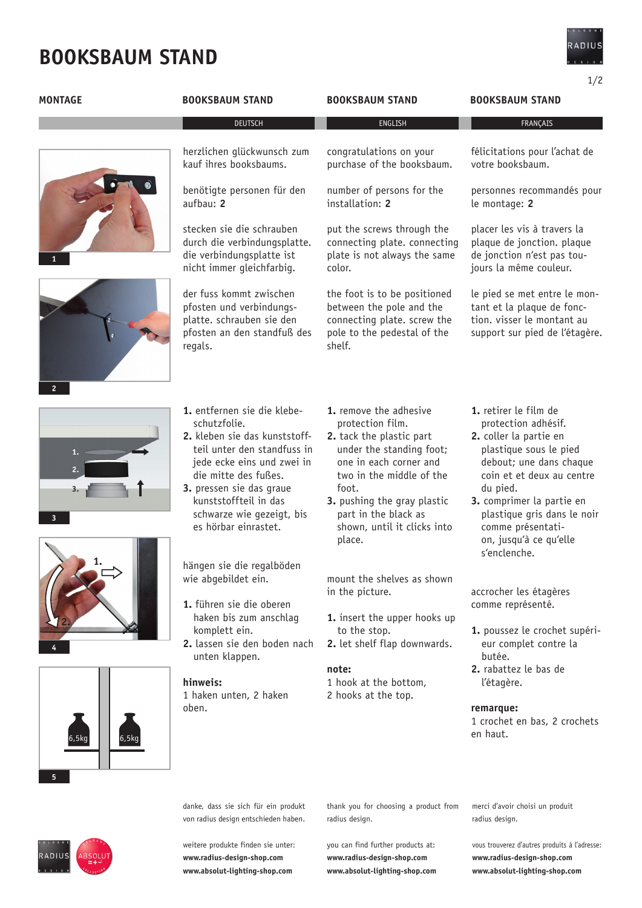# BOOKSBAUM STAND

## MONTAGE

1

2

3

4

5

6,5kg 6,5kg

## BOOKSBAUM STAND

DEUTSCH

herzlichen glückwunsch zum kauf ihres booksbaums.

benötigte personen für den aufbau: **2**

stecken sie die schrauben durch die verbindungsplatte. die verbindungsplatte ist nicht immer gleichfarbig.

der fuss kommt zwischen pfosten und verbindungsplatte. schrauben sie den pfosten an den standfuß des regals.

1. entfernen sie die klebeschutzfolie.
2. kleben sie das kunststoffteil unter den standfuss in jede ecke eins und zwei in die mitte des fußes.
3. pressen sie das graue kunststoffteil in das schwarze wie gezeigt, bis es hörbar einrastet.

hängen sie die regalböden wie abgebildet ein.

1. führen sie die oberen haken bis zum anschlag komplett ein.
2. lassen sie den boden nach unten klappen.

**hinweis:**
1 haken unten, 2 haken oben.

## BOOKSBAUM STAND

ENGLISH

congratulations on your purchase of the booksbaum.

number of persons for the installation: **2**

put the screws through the connecting plate. connecting plate is not always the same color.

the foot is to be positioned between the pole and the connecting plate. screw the pole to the pedestal of the shelf.

1. remove the adhesive protection film.
2. tack the plastic part under the standing foot; one in each corner and two in the middle of the foot.
3. pushing the gray plastic part in the black as shown, until it clicks into place.

mount the shelves as shown in the picture.

1. insert the upper hooks up to the stop.
2. let shelf flap downwards.

**note:**
1 hook at the bottom, 2 hooks at the top.

## BOOKSBAUM STAND

FRANÇAIS

félicitations pour l'achat de votre booksbaum.

personnes recommandés pour le montage: **2**

placer les vis à travers la plaque de jonction. plaque de jonction n'est pas toujours la même couleur.

le pied se met entre le montant et la plaque de fonction. visser le montant au support sur pied de l'étagère.

1. retirer le film de protection adhésif.
2. coller la partie en plastique sous le pied debout; une dans chaque coin et deux au centre du pied.
3. comprimer la partie en plastique gris dans le noir comme présentation, jusqu'à ce qu'elle s'enclenche.

accrocher les étagères comme représenté.

1. poussez le crochet supérieur complet contre la butée.
2. rabattez le bas de l'étagère.

**remarque:**
1 crochet en bas, 2 crochets en haut.

---

danke, dass sie sich für ein produkt von radius design entschieden haben.

weitere produkte finden sie unter:
**www.radius-design-shop.com**
**www.absolut-lighting-shop.com**

thank you for choosing a product from radius design.

you can find further products at:
**www.radius-design-shop.com**
**www.absolut-lighting-shop.com**

merci d'avoir choisi un produit radius design.

vous trouverez d'autres produits à l'adresse:
**www.radius-design-shop.com**
**www.absolut-lighting-shop.com**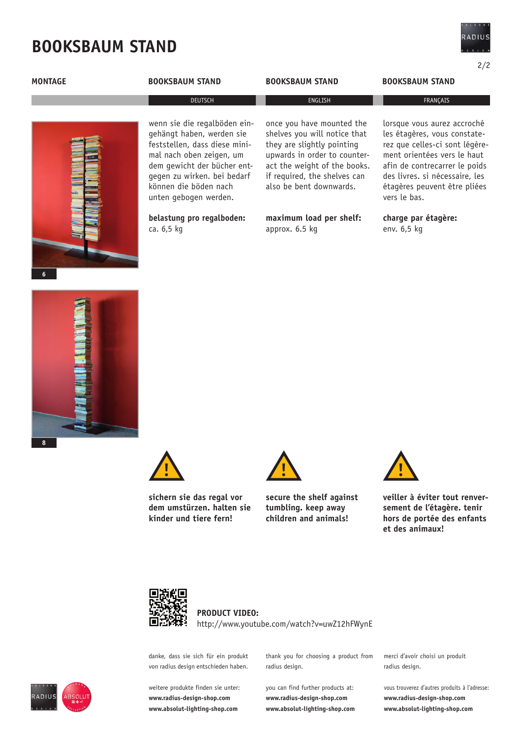# BOOKSBAUM STAND

## MONTAGE

6

8

## BOOKSBAUM STAND

DEUTSCH

wenn sie die regalböden eingehängt haben, werden sie feststellen, dass diese minimal nach oben zeigen, um dem gewicht der bücher entgegen zu wirken. bei bedarf können die böden nach unten gebogen werden.

**belastung pro regalboden:**
ca. 6,5 kg

**sichern sie das regal vor dem umstürzen. halten sie kinder und tiere fern!**

## BOOKSBAUM STAND

ENGLISH

once you have mounted the shelves you will notice that they are slightly pointing upwards in order to counteract the weight of the books. if required, the shelves can also be bent downwards.

**maximum load per shelf:**
approx. 6.5 kg

**secure the shelf against tumbling. keep away children and animals!**

## BOOKSBAUM STAND

FRANÇAIS

lorsque vous aurez accroché les étagères, vous constaterez que celles-ci sont légèrement orientées vers le haut afin de contrecarrer le poids des livres. si nécessaire, les étagères peuvent être pliées vers le bas.

**charge par étagère:**
env. 6,5 kg

**veiller à éviter tout renversement de l'étagère. tenir hors de portée des enfants et des animaux!**

**PRODUCT VIDEO:**
http://www.youtube.com/watch?v=uwZ12hFWynE

danke, dass sie sich für ein produkt von radius design entschieden haben.

weitere produkte finden sie unter:
**www.radius-design-shop.com**
**www.absolut-lighting-shop.com**

thank you for choosing a product from radius design.

you can find further products at:
**www.radius-design-shop.com**
**www.absolut-lighting-shop.com**

merci d'avoir choisi un produit radius design.

vous trouverez d'autres produits à l'adresse:
**www.radius-design-shop.com**
**www.absolut-lighting-shop.com**